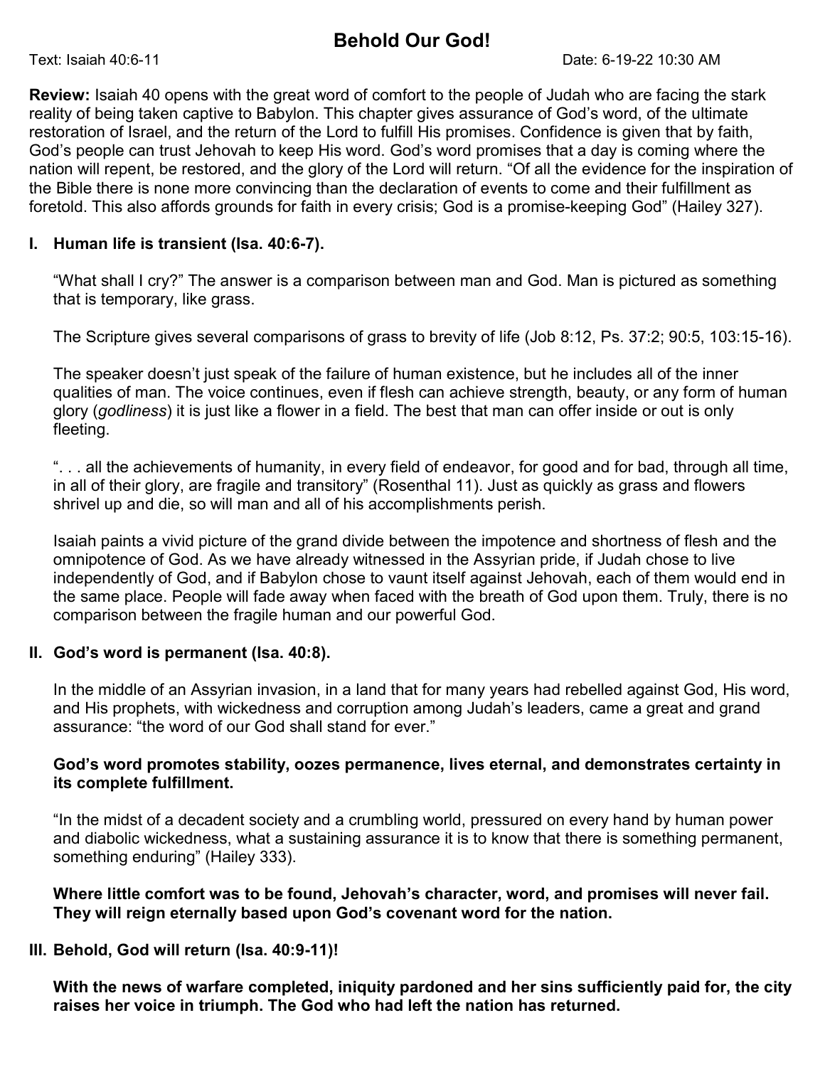# Behold Our God!

Text: Isaiah 40:6-11 Date: 6-19-22 10:30 AM

**Review:** Isaiah 40 opens with the great word of comfort to the people of Judah who are facing the stark reality of being taken captive to Babylon. This chapter gives assurance of God's word, of the ultimate restoration of Israel, and the return of the Lord to fulfill His promises. Confidence is given that by faith, God's people can trust Jehovah to keep His word. God's word promises that a day is coming where the nation will repent, be restored, and the glory of the Lord will return. "Of all the evidence for the inspiration of the Bible there is none more convincing than the declaration of events to come and their fulfillment as foretold. This also affords grounds for faith in every crisis; God is a promise-keeping God" (Hailey 327).

## I. Human life is transient (Isa. 40:6-7).

"What shall I cry?" The answer is a comparison between man and God. Man is pictured as something that is temporary, like grass.

The Scripture gives several comparisons of grass to brevity of life (Job 8:12, Ps. 37:2; 90:5, 103:15-16).

The speaker doesn't just speak of the failure of human existence, but he includes all of the inner qualities of man. The voice continues, even if flesh can achieve strength, beauty, or any form of human glory (*godliness*) it is just like a flower in a field. The best that man can offer inside or out is only fleeting.

". . . all the achievements of humanity, in every field of endeavor, for good and for bad, through all time, in all of their glory, are fragile and transitory" (Rosenthal 11). Just as quickly as grass and flowers shrivel up and die, so will man and all of his accomplishments perish.

Isaiah paints a vivid picture of the grand divide between the impotence and shortness of flesh and the omnipotence of God. As we have already witnessed in the Assyrian pride, if Judah chose to live independently of God, and if Babylon chose to vaunt itself against Jehovah, each of them would end in the same place. People will fade away when faced with the breath of God upon them. Truly, there is no comparison between the fragile human and our powerful God.

## II. God's word is permanent (Isa. 40:8).

In the middle of an Assyrian invasion, in a land that for many years had rebelled against God, His word, and His prophets, with wickedness and corruption among Judah's leaders, came a great and grand assurance: "the word of our God shall stand for ever."

**God's word promotes stability, oozes permanence, lives eternal, and demonstrates certainty in its complete fulfillment.**

"In the midst of a decadent society and a crumbling world, pressured on every hand by human power and diabolic wickedness, what a sustaining assurance it is to know that there is something permanent, something enduring" (Hailey 333).

**Where little comfort was to be found, Jehovah's character, word, and promises will never fail. They will reign eternally based upon God's covenant word for the nation.**

## III. Behold, God will return (Isa. 40:9-11)!

**With the news of warfare completed, iniquity pardoned and her sins sufficiently paid for, the city raises her voice in triumph. The God who had left the nation has returned.**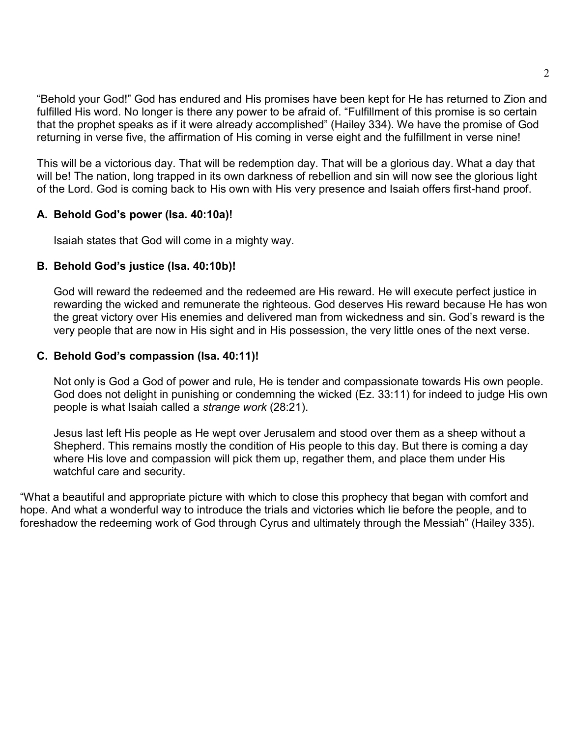“Behold your God!” God has endured and His promises have been kept for He has returned to Zion and fulfilled His word. No longer is there any power to be afraid of. “Fulfillment of this promise is so certain that the prophet speaks as if it were already accomplished” (Hailey 334). We have the promise of God returning in verse five, the affirmation of His coming in verse eight and the fulfillment in verse nine!

This will be a victorious day. That will be redemption day. That will be a glorious day. What a day that will be! The nation, long trapped in its own darkness of rebellion and sin will now see the glorious light of the Lord. God is coming back to His own with His very presence and Isaiah offers first-hand proof.

**A. Behold God’s power (Isa. 40:10a)!**

Isaiah states that God will come in a mighty way.

**B. Behold God’s justice (Isa. 40:10b)!**

God will reward the redeemed and the redeemed are His reward. He will execute perfect justice in rewarding the wicked and remunerate the righteous. God deserves His reward because He has won the great victory over His enemies and delivered man from wickedness and sin. God’s reward is the very people that are now in His sight and in His possession, the very little ones of the next verse.

**C. Behold God’s compassion (Isa. 40:11)!**

Not only is God a God of power and rule, He is tender and compassionate towards His own people. God does not delight in punishing or condemning the wicked (Ez. 33:11) for indeed to judge His own people is what Isaiah called a *strange work* (28:21).

Jesus last left His people as He wept over Jerusalem and stood over them as a sheep without a Shepherd. This remains mostly the condition of His people to this day. But there is coming a day where His love and compassion will pick them up, regather them, and place them under His watchful care and security.

“What a beautiful and appropriate picture with which to close this prophecy that began with comfort and hope. And what a wonderful way to introduce the trials and victories which lie before the people, and to foreshadow the redeeming work of God through Cyrus and ultimately through the Messiah” (Hailey 335).